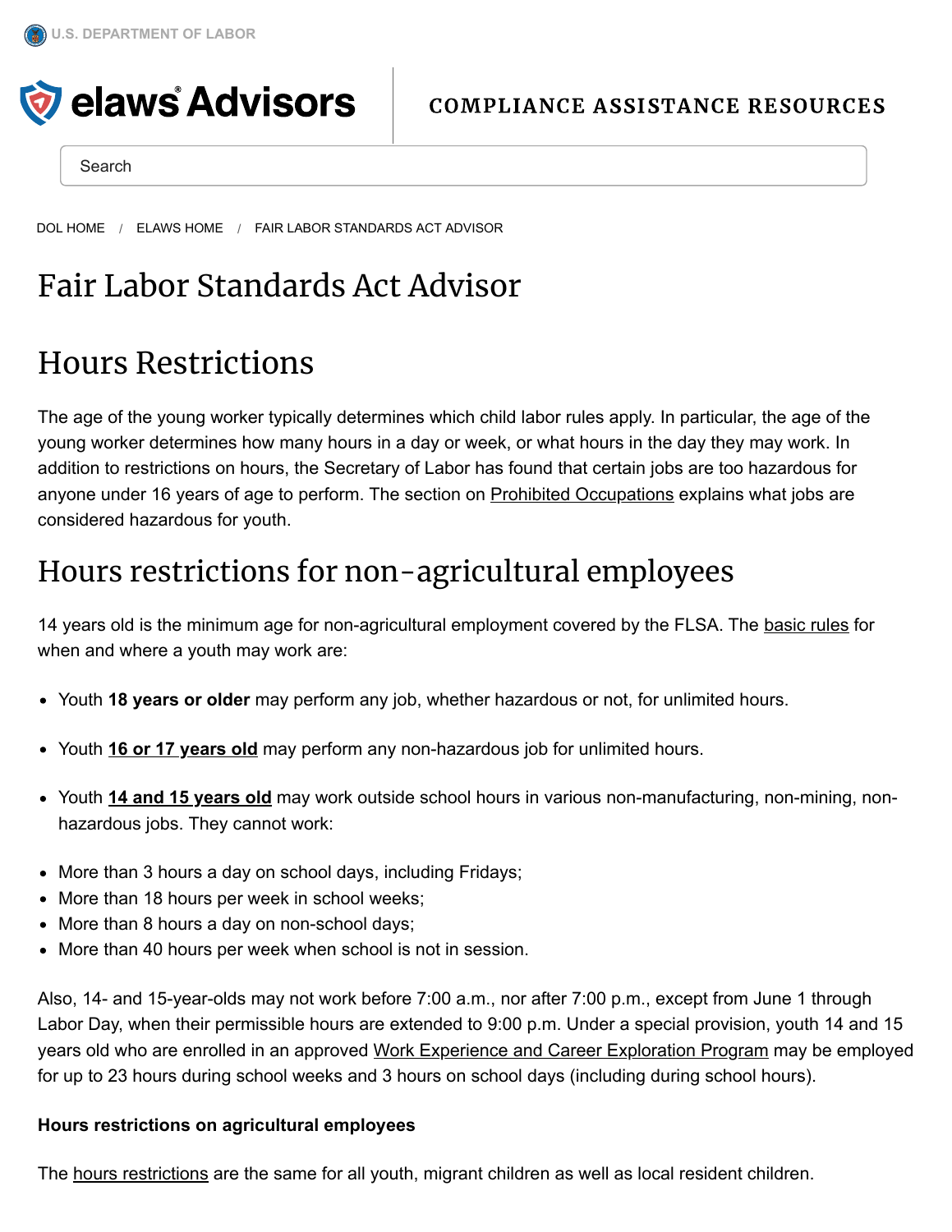U.S. DEPARTMENT OF LABOR

elaws Advisors | COMPLIANCE ASSISTANCE RESOURCES

Search

DOL HOME / ELAWS HOME / FAIR LABOR STANDARDS ACT ADVISOR

# Fair Labor Standards Act Advisor

## Hours Restrictions

The age of the young worker typically determines which child labor rules apply. In particular, the age of the young worker determines how many hours in a day or week, or what hours in the day they may work. In addition to restrictions on hours, the Secretary of Labor has found that certain jobs are too hazardous for anyone under 16 years of age to perform. The section on Prohibited Occupations explains what jobs are considered hazardous for youth.

## Hours restrictions for non-agricultural employees

14 years old is the minimum age for non-agricultural employment covered by the FLSA. The basic rules for when and where a youth may work are:

- Youth **18 years or older** may perform any job, whether hazardous or not, for unlimited hours.
- Youth **16 or 17 years old** may perform any non-hazardous job for unlimited hours.
- Youth **14 and 15 years old** may work outside school hours in various non-manufacturing, non-mining, non-hazardous jobs. They cannot work:

- More than 3 hours a day on school days, including Fridays;
- More than 18 hours per week in school weeks;
- More than 8 hours a day on non-school days;
- More than 40 hours per week when school is not in session.

Also, 14- and 15-year-olds may not work before 7:00 a.m., nor after 7:00 p.m., except from June 1 through Labor Day, when their permissible hours are extended to 9:00 p.m. Under a special provision, youth 14 and 15 years old who are enrolled in an approved Work Experience and Career Exploration Program may be employed for up to 23 hours during school weeks and 3 hours on school days (including during school hours).

**Hours restrictions on agricultural employees**

The hours restrictions are the same for all youth, migrant children as well as local resident children.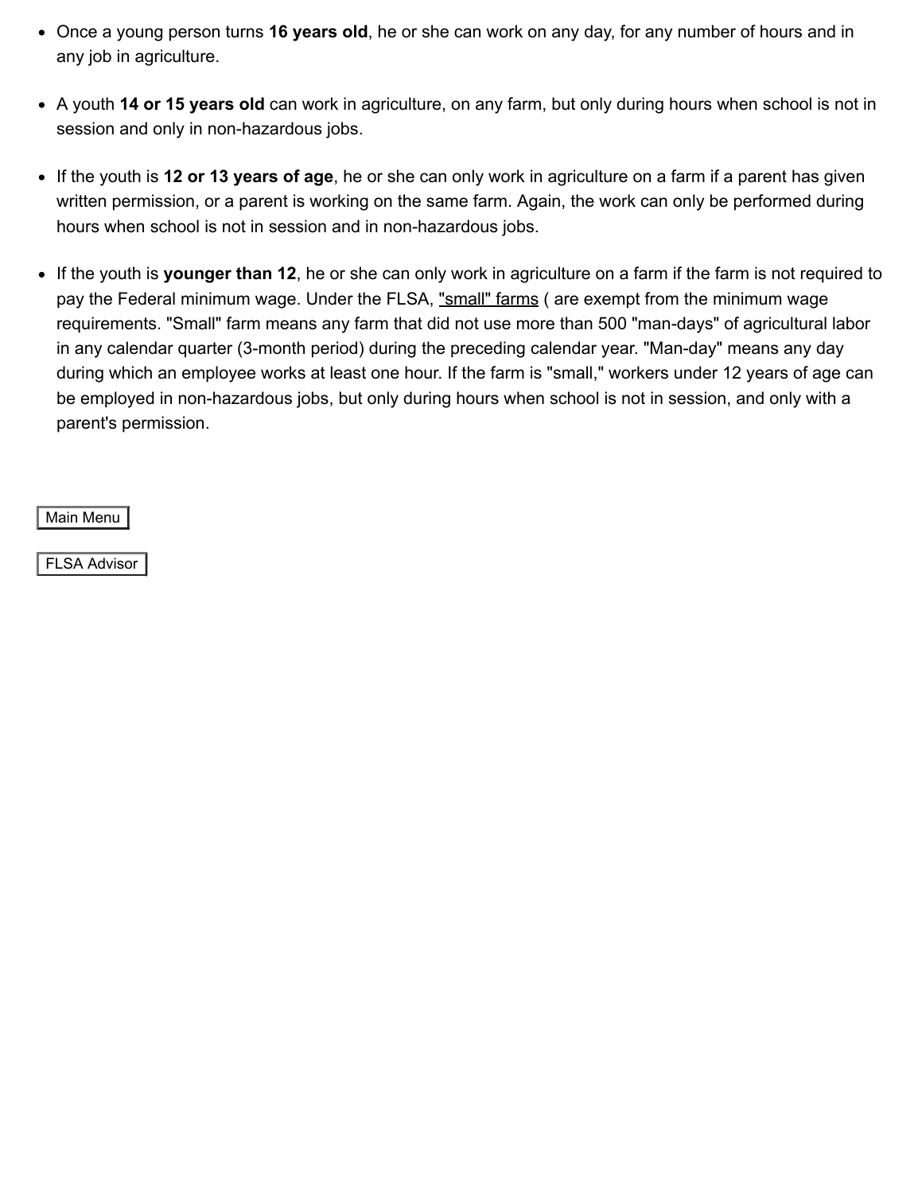- Once a young person turns **16 years old**, he or she can work on any day, for any number of hours and in any job in agriculture.

- A youth **14 or 15 years old** can work in agriculture, on any farm, but only during hours when school is not in session and only in non-hazardous jobs.

- If the youth is **12 or 13 years of age**, he or she can only work in agriculture on a farm if a parent has given written permission, or a parent is working on the same farm. Again, the work can only be performed during hours when school is not in session and in non-hazardous jobs.

- If the youth is **younger than 12**, he or she can only work in agriculture on a farm if the farm is not required to pay the Federal minimum wage. Under the FLSA, "small" farms ( are exempt from the minimum wage requirements. "Small" farm means any farm that did not use more than 500 "man-days" of agricultural labor in any calendar quarter (3-month period) during the preceding calendar year. "Man-day" means any day during which an employee works at least one hour. If the farm is "small," workers under 12 years of age can be employed in non-hazardous jobs, but only during hours when school is not in session, and only with a parent's permission.

Main Menu

FLSA Advisor